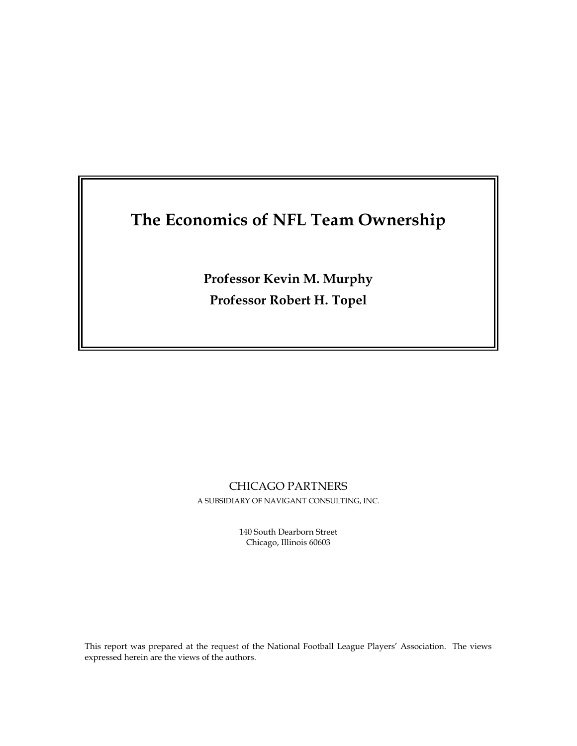# The Economics of NFL Team Ownership

**Professor Kevin M. Murphy**

**Professor Robert H. Topel**

CHICAGO PARTNERS

A SUBSIDIARY OF NAVIGANT CONSULTING, INC.

140 South Dearborn Street
Chicago, Illinois 60603

This report was prepared at the request of the National Football League Players' Association. The views expressed herein are the views of the authors.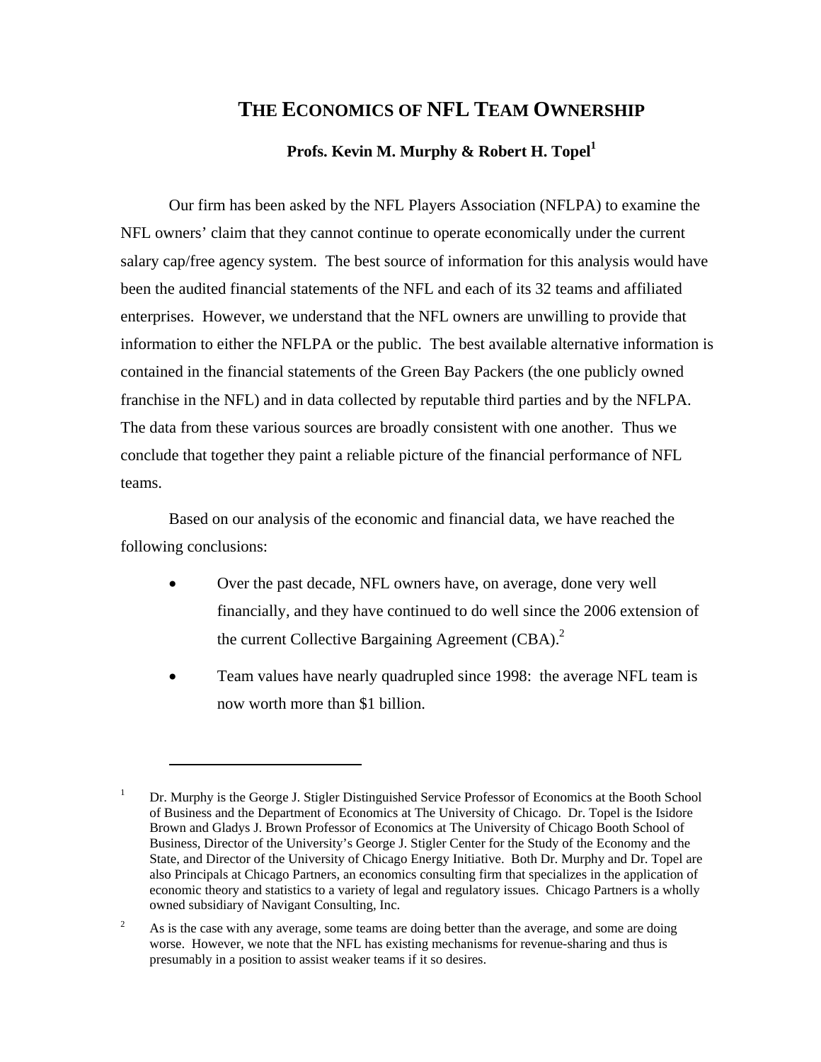# THE ECONOMICS OF NFL TEAM OWNERSHIP

**Profs. Kevin M. Murphy & Robert H. Topel[1]**

Our firm has been asked by the NFL Players Association (NFLPA) to examine the NFL owners' claim that they cannot continue to operate economically under the current salary cap/free agency system. The best source of information for this analysis would have been the audited financial statements of the NFL and each of its 32 teams and affiliated enterprises. However, we understand that the NFL owners are unwilling to provide that information to either the NFLPA or the public. The best available alternative information is contained in the financial statements of the Green Bay Packers (the one publicly owned franchise in the NFL) and in data collected by reputable third parties and by the NFLPA. The data from these various sources are broadly consistent with one another. Thus we conclude that together they paint a reliable picture of the financial performance of NFL teams.

Based on our analysis of the economic and financial data, we have reached the following conclusions:

- Over the past decade, NFL owners have, on average, done very well financially, and they have continued to do well since the 2006 extension of the current Collective Bargaining Agreement (CBA).[2]
- Team values have nearly quadrupled since 1998: the average NFL team is now worth more than $1 billion.

---

[1] Dr. Murphy is the George J. Stigler Distinguished Service Professor of Economics at the Booth School of Business and the Department of Economics at The University of Chicago. Dr. Topel is the Isidore Brown and Gladys J. Brown Professor of Economics at The University of Chicago Booth School of Business, Director of the University's George J. Stigler Center for the Study of the Economy and the State, and Director of the University of Chicago Energy Initiative. Both Dr. Murphy and Dr. Topel are also Principals at Chicago Partners, an economics consulting firm that specializes in the application of economic theory and statistics to a variety of legal and regulatory issues. Chicago Partners is a wholly owned subsidiary of Navigant Consulting, Inc.

[2] As is the case with any average, some teams are doing better than the average, and some are doing worse. However, we note that the NFL has existing mechanisms for revenue-sharing and thus is presumably in a position to assist weaker teams if it so desires.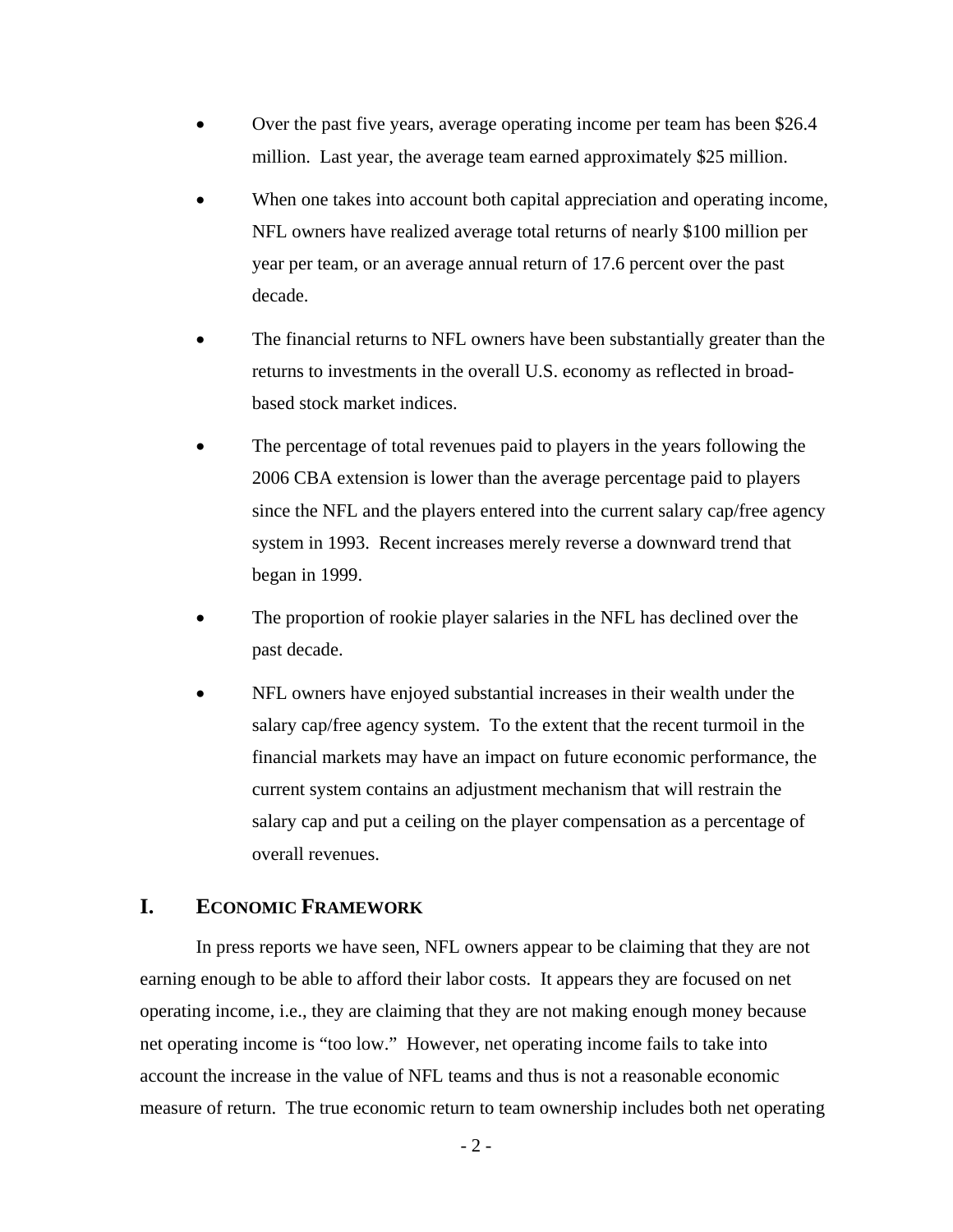- Over the past five years, average operating income per team has been $26.4 million. Last year, the average team earned approximately $25 million.

- When one takes into account both capital appreciation and operating income, NFL owners have realized average total returns of nearly $100 million per year per team, or an average annual return of 17.6 percent over the past decade.

- The financial returns to NFL owners have been substantially greater than the returns to investments in the overall U.S. economy as reflected in broad-based stock market indices.

- The percentage of total revenues paid to players in the years following the 2006 CBA extension is lower than the average percentage paid to players since the NFL and the players entered into the current salary cap/free agency system in 1993. Recent increases merely reverse a downward trend that began in 1999.

- The proportion of rookie player salaries in the NFL has declined over the past decade.

- NFL owners have enjoyed substantial increases in their wealth under the salary cap/free agency system. To the extent that the recent turmoil in the financial markets may have an impact on future economic performance, the current system contains an adjustment mechanism that will restrain the salary cap and put a ceiling on the player compensation as a percentage of overall revenues.

## I. ECONOMIC FRAMEWORK

In press reports we have seen, NFL owners appear to be claiming that they are not earning enough to be able to afford their labor costs. It appears they are focused on net operating income, i.e., they are claiming that they are not making enough money because net operating income is "too low." However, net operating income fails to take into account the increase in the value of NFL teams and thus is not a reasonable economic measure of return. The true economic return to team ownership includes both net operating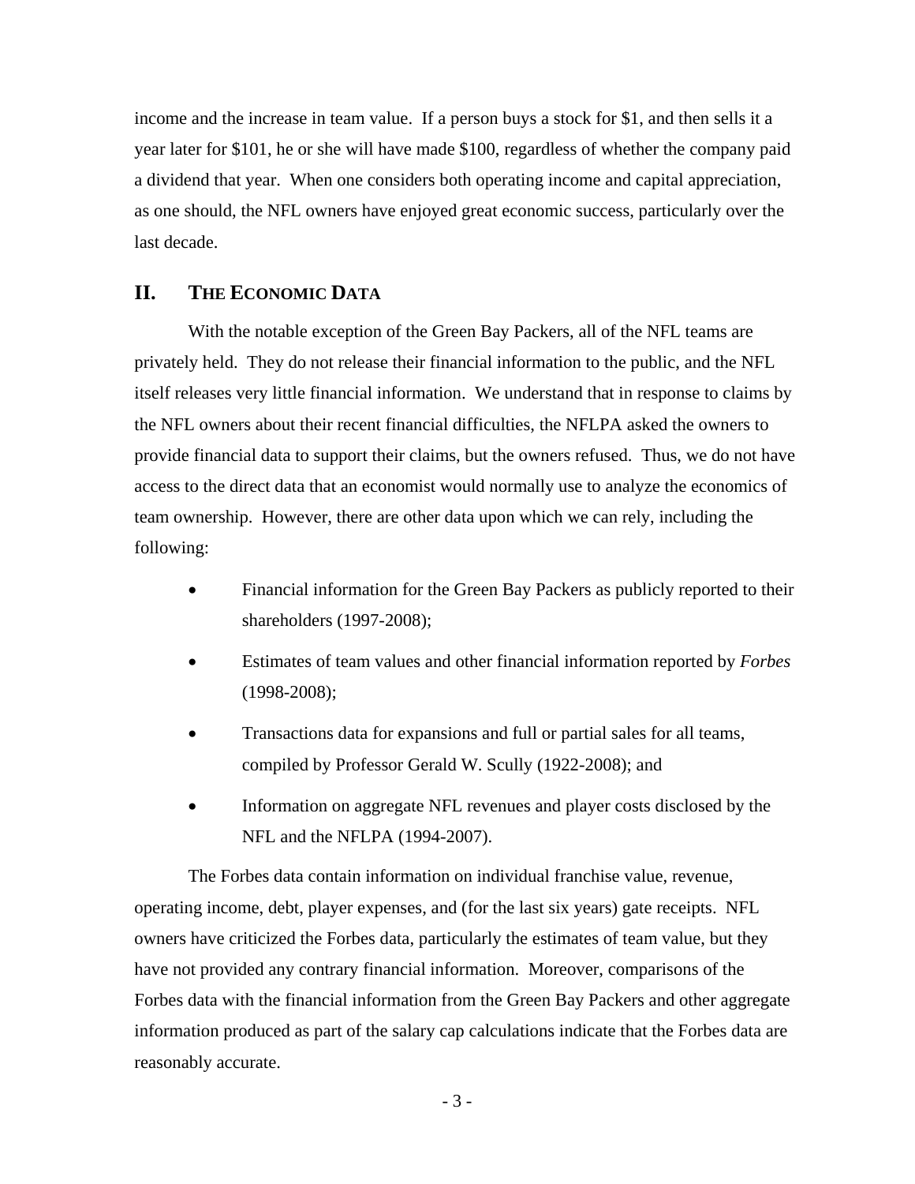income and the increase in team value. If a person buys a stock for $1, and then sells it a year later for $101, he or she will have made $100, regardless of whether the company paid a dividend that year. When one considers both operating income and capital appreciation, as one should, the NFL owners have enjoyed great economic success, particularly over the last decade.

## II. THE ECONOMIC DATA

With the notable exception of the Green Bay Packers, all of the NFL teams are privately held. They do not release their financial information to the public, and the NFL itself releases very little financial information. We understand that in response to claims by the NFL owners about their recent financial difficulties, the NFLPA asked the owners to provide financial data to support their claims, but the owners refused. Thus, we do not have access to the direct data that an economist would normally use to analyze the economics of team ownership. However, there are other data upon which we can rely, including the following:

- Financial information for the Green Bay Packers as publicly reported to their shareholders (1997-2008);
- Estimates of team values and other financial information reported by *Forbes* (1998-2008);
- Transactions data for expansions and full or partial sales for all teams, compiled by Professor Gerald W. Scully (1922-2008); and
- Information on aggregate NFL revenues and player costs disclosed by the NFL and the NFLPA (1994-2007).

The Forbes data contain information on individual franchise value, revenue, operating income, debt, player expenses, and (for the last six years) gate receipts. NFL owners have criticized the Forbes data, particularly the estimates of team value, but they have not provided any contrary financial information. Moreover, comparisons of the Forbes data with the financial information from the Green Bay Packers and other aggregate information produced as part of the salary cap calculations indicate that the Forbes data are reasonably accurate.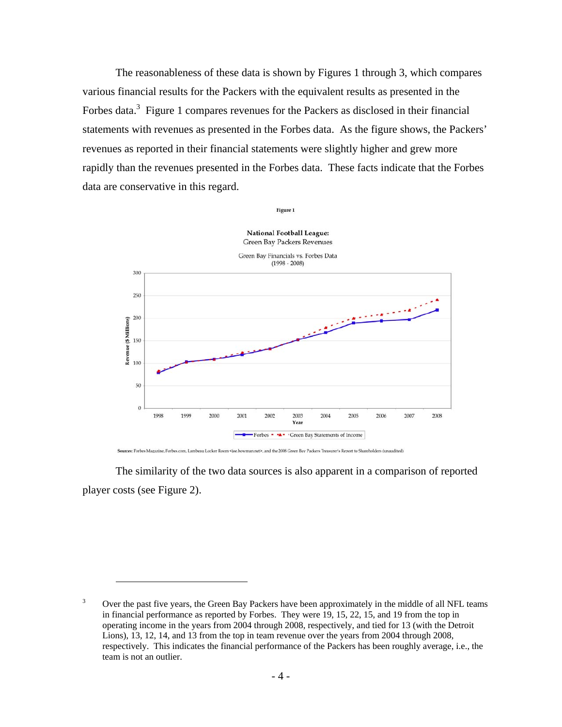The reasonableness of these data is shown by Figures 1 through 3, which compares various financial results for the Packers with the equivalent results as presented in the Forbes data.[3] Figure 1 compares revenues for the Packers as disclosed in their financial statements with revenues as presented in the Forbes data. As the figure shows, the Packers' revenues as reported in their financial statements were slightly higher and grew more rapidly than the revenues presented in the Forbes data. These facts indicate that the Forbes data are conservative in this regard.

**Figure 1**

**National Football League:**
Green Bay Packers Revenues

Green Bay Financials vs. Forbes Data
(1998 - 2008)

Sources: Forbes Magazine, Forbes.com, Lambeau Locker Room <joe.bowman.net>, and the 2008 Green Bay Packers Treasurer's Report to Shareholders (unaudited)

The similarity of the two data sources is also apparent in a comparison of reported player costs (see Figure 2).

[3] Over the past five years, the Green Bay Packers have been approximately in the middle of all NFL teams in financial performance as reported by Forbes. They were 19, 15, 22, 15, and 19 from the top in operating income in the years from 2004 through 2008, respectively, and tied for 13 (with the Detroit Lions), 13, 12, 14, and 13 from the top in team revenue over the years from 2004 through 2008, respectively. This indicates the financial performance of the Packers has been roughly average, i.e., the team is not an outlier.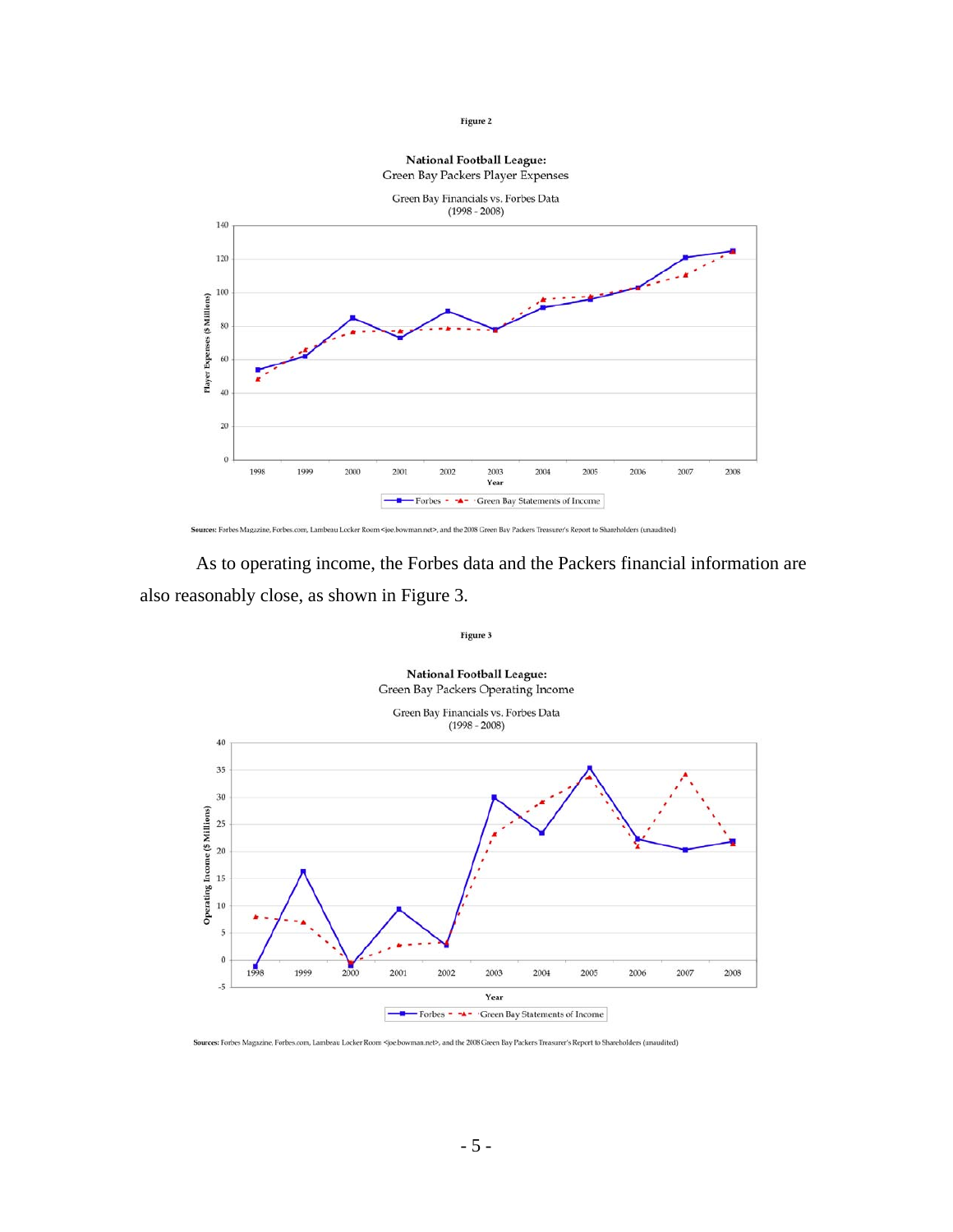Figure 2

**National Football League:**
Green Bay Packers Player Expenses

Green Bay Financials vs. Forbes Data
(1998 - 2008)

**Sources:** Forbes Magazine, Forbes.com, Lambeau Locker Room <joe.bowman.net>, and the 2008 Green Bay Packers Treasurer's Report to Shareholders (unaudited)

As to operating income, the Forbes data and the Packers financial information are also reasonably close, as shown in Figure 3.

Figure 3

**National Football League:**
Green Bay Packers Operating Income

Green Bay Financials vs. Forbes Data
(1998 - 2008)

**Sources:** Forbes Magazine, Forbes.com, Lambeau Locker Room <joe.bowman.net>, and the 2008 Green Bay Packers Treasurer's Report to Shareholders (unaudited)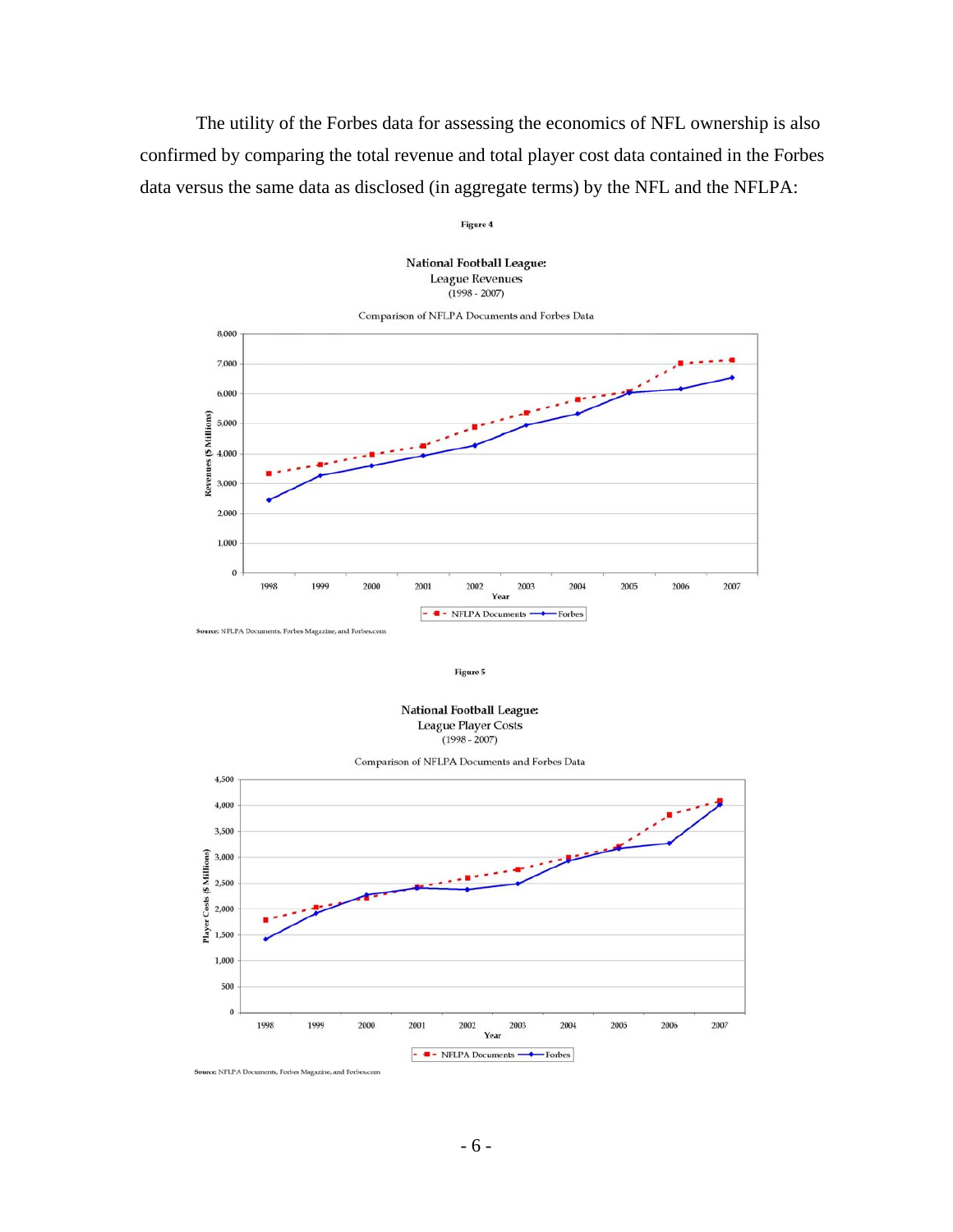The utility of the Forbes data for assessing the economics of NFL ownership is also confirmed by comparing the total revenue and total player cost data contained in the Forbes data versus the same data as disclosed (in aggregate terms) by the NFL and the NFLPA:

Figure 4

**National Football League:**
League Revenues
(1998 - 2007)

Comparison of NFLPA Documents and Forbes Data

Source: NFLPA Documents, Forbes Magazine, and Forbes.com

Figure 5

**National Football League:**
League Player Costs
(1998 - 2007)

Comparison of NFLPA Documents and Forbes Data

Source: NFLPA Documents, Forbes Magazine, and Forbes.com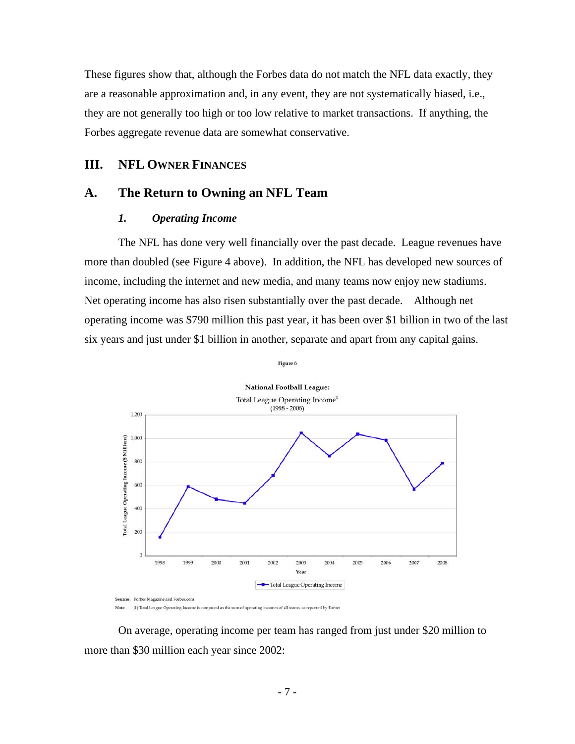These figures show that, although the Forbes data do not match the NFL data exactly, they are a reasonable approximation and, in any event, they are not systematically biased, i.e., they are not generally too high or too low relative to market transactions. If anything, the Forbes aggregate revenue data are somewhat conservative.

## III. NFL OWNER FINANCES

## A. The Return to Owning an NFL Team

### *1. Operating Income*

The NFL has done very well financially over the past decade. League revenues have more than doubled (see Figure 4 above). In addition, the NFL has developed new sources of income, including the internet and new media, and many teams now enjoy new stadiums. Net operating income has also risen substantially over the past decade. Although net operating income was $790 million this past year, it has been over $1 billion in two of the last six years and just under $1 billion in another, separate and apart from any capital gains.

Figure 6

National Football League:
Total League Operating Income[1]
(1998 - 2008)

Sources: Forbes Magazine and Forbes.com

Note: (1) Total League Operating Income is computed as the sum of operating incomes of all teams, as reported by Forbes

On average, operating income per team has ranged from just under $20 million to more than $30 million each year since 2002: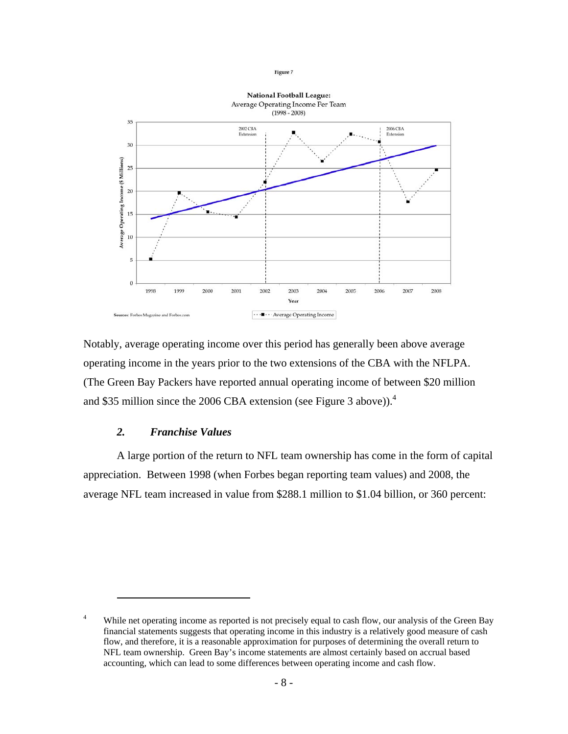Figure 7

National Football League:
Average Operating Income Per Team
(1998 - 2008)

Sources: Forbes Magazine and Forbes.com

Notably, average operating income over this period has generally been above average operating income in the years prior to the two extensions of the CBA with the NFLPA. (The Green Bay Packers have reported annual operating income of between $20 million and $35 million since the 2006 CBA extension (see Figure 3 above)).[4]

### *2. Franchise Values*

A large portion of the return to NFL team ownership has come in the form of capital appreciation. Between 1998 (when Forbes began reporting team values) and 2008, the average NFL team increased in value from $288.1 million to $1.04 billion, or 360 percent:

---

[4] While net operating income as reported is not precisely equal to cash flow, our analysis of the Green Bay financial statements suggests that operating income in this industry is a relatively good measure of cash flow, and therefore, it is a reasonable approximation for purposes of determining the overall return to NFL team ownership. Green Bay's income statements are almost certainly based on accrual based accounting, which can lead to some differences between operating income and cash flow.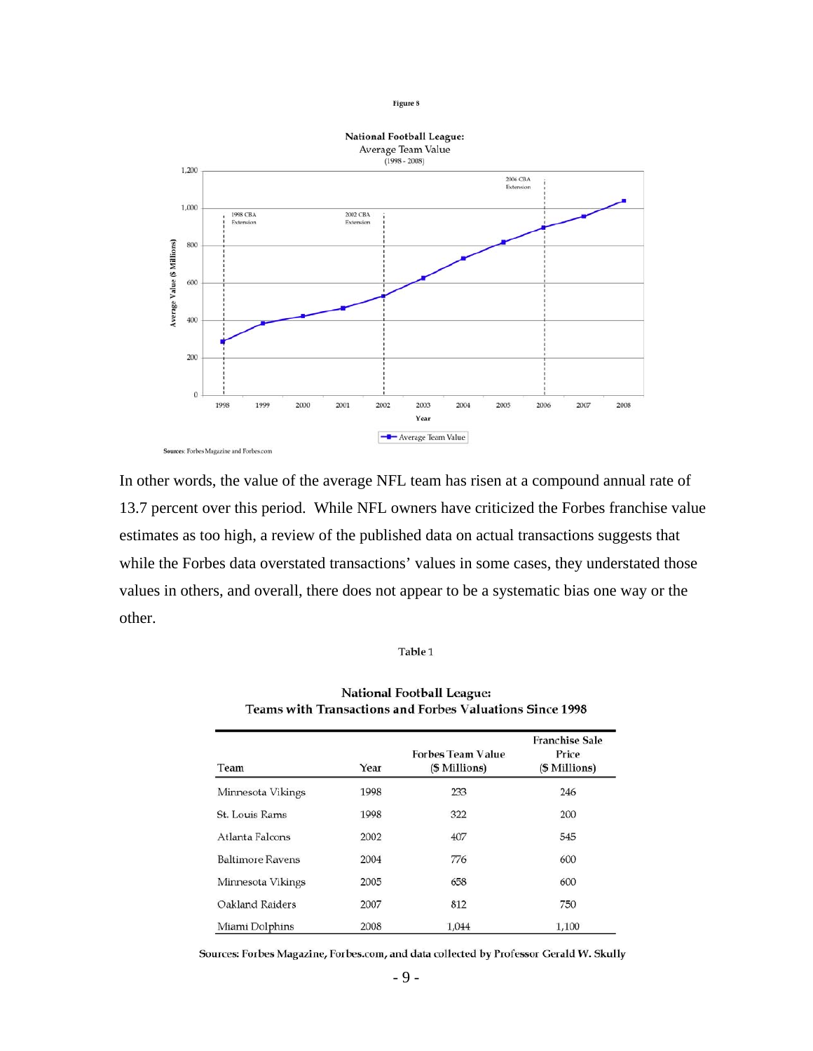Figure 8

**National Football League:**
Average Team Value
(1998 - 2008)

Sources: Forbes Magazine and Forbes.com

In other words, the value of the average NFL team has risen at a compound annual rate of 13.7 percent over this period. While NFL owners have criticized the Forbes franchise value estimates as too high, a review of the published data on actual transactions suggests that while the Forbes data overstated transactions' values in some cases, they understated those values in others, and overall, there does not appear to be a systematic bias one way or the other.

Table 1

**National Football League:**
**Teams with Transactions and Forbes Valuations Since 1998**

| Team | Year | Forbes Team Value ($ Millions) | Franchise Sale Price ($ Millions) |
|---|---|---|---|
| Minnesota Vikings | 1998 | 233 | 246 |
| St. Louis Rams | 1998 | 322 | 200 |
| Atlanta Falcons | 2002 | 407 | 545 |
| Baltimore Ravens | 2004 | 776 | 600 |
| Minnesota Vikings | 2005 | 658 | 600 |
| Oakland Raiders | 2007 | 812 | 750 |
| Miami Dolphins | 2008 | 1,044 | 1,100 |

Sources: Forbes Magazine, Forbes.com, and data collected by Professor Gerald W. Skully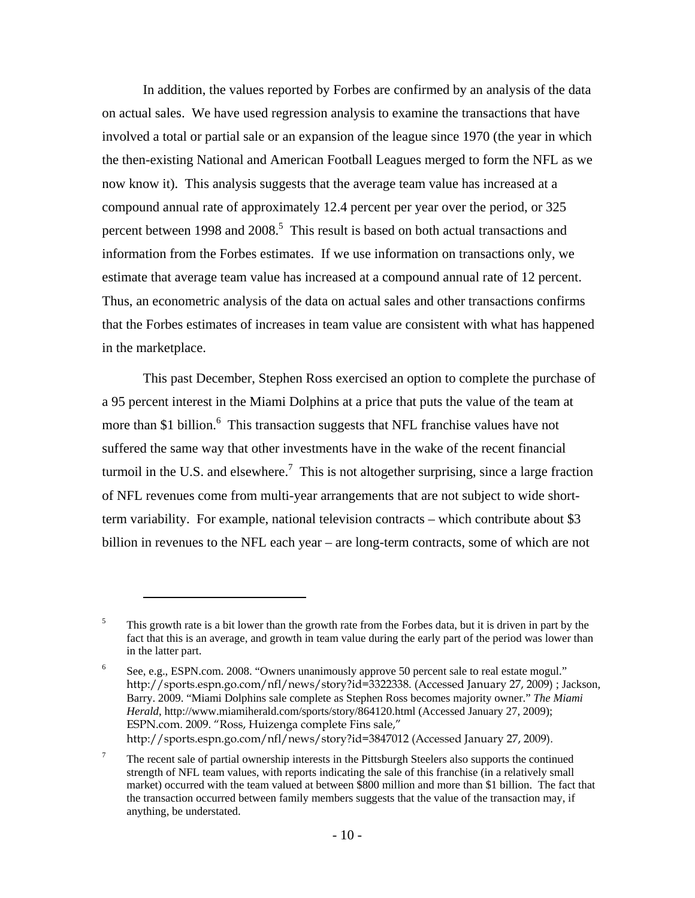In addition, the values reported by Forbes are confirmed by an analysis of the data on actual sales. We have used regression analysis to examine the transactions that have involved a total or partial sale or an expansion of the league since 1970 (the year in which the then-existing National and American Football Leagues merged to form the NFL as we now know it). This analysis suggests that the average team value has increased at a compound annual rate of approximately 12.4 percent per year over the period, or 325 percent between 1998 and 2008.[5] This result is based on both actual transactions and information from the Forbes estimates. If we use information on transactions only, we estimate that average team value has increased at a compound annual rate of 12 percent. Thus, an econometric analysis of the data on actual sales and other transactions confirms that the Forbes estimates of increases in team value are consistent with what has happened in the marketplace.

This past December, Stephen Ross exercised an option to complete the purchase of a 95 percent interest in the Miami Dolphins at a price that puts the value of the team at more than $1 billion.[6] This transaction suggests that NFL franchise values have not suffered the same way that other investments have in the wake of the recent financial turmoil in the U.S. and elsewhere.[7] This is not altogether surprising, since a large fraction of NFL revenues come from multi-year arrangements that are not subject to wide short-term variability. For example, national television contracts – which contribute about $3 billion in revenues to the NFL each year – are long-term contracts, some of which are not

---

[5] This growth rate is a bit lower than the growth rate from the Forbes data, but it is driven in part by the fact that this is an average, and growth in team value during the early part of the period was lower than in the latter part.

[6] See, e.g., ESPN.com. 2008. "Owners unanimously approve 50 percent sale to real estate mogul." http://sports.espn.go.com/nfl/news/story?id=3322338. (Accessed January 27, 2009) ; Jackson, Barry. 2009. "Miami Dolphins sale complete as Stephen Ross becomes majority owner." *The Miami Herald*, http://www.miamiherald.com/sports/story/864120.html (Accessed January 27, 2009); ESPN.com. 2009. "Ross, Huizenga complete Fins sale," http://sports.espn.go.com/nfl/news/story?id=3847012 (Accessed January 27, 2009).

[7] The recent sale of partial ownership interests in the Pittsburgh Steelers also supports the continued strength of NFL team values, with reports indicating the sale of this franchise (in a relatively small market) occurred with the team valued at between $800 million and more than $1 billion. The fact that the transaction occurred between family members suggests that the value of the transaction may, if anything, be understated.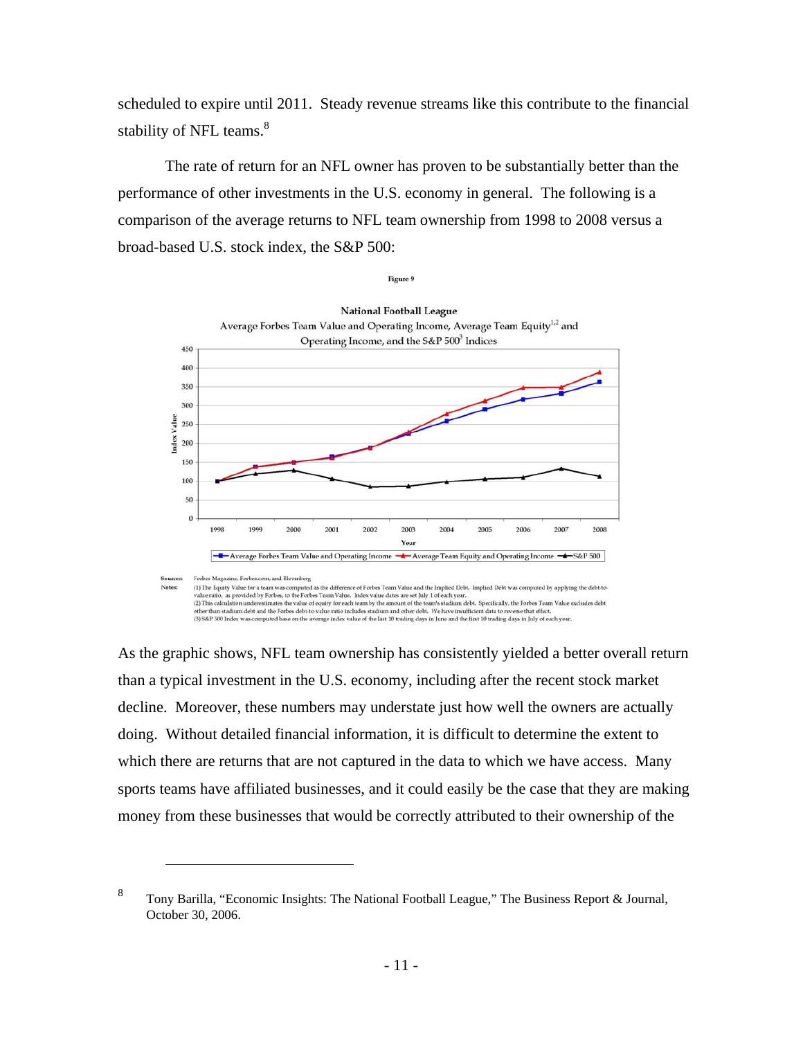scheduled to expire until 2011. Steady revenue streams like this contribute to the financial stability of NFL teams.[8]

The rate of return for an NFL owner has proven to be substantially better than the performance of other investments in the U.S. economy in general. The following is a comparison of the average returns to NFL team ownership from 1998 to 2008 versus a broad-based U.S. stock index, the S&P 500:

Figure 9

National Football League
Average Forbes Team Value and Operating Income, Average Team Equity[1,2] and Operating Income, and the S&P 500[3] Indices

Sources: Forbes Magazine, Forbes.com, and Bloomberg

Notes: (1) The Equity Value for a team was computed as the difference of Forbes Team Value and the Implied Debt. Implied Debt was computed by applying the debt-to-value ratio, as provided by Forbes, to the Forbes Team Value. Index value dates are set July 1 of each year.
(2) This calculation underestimates the value of equity for each team by the amount of the team's stadium debt. Specifically, the Forbes Team Value excludes debt other than stadium debt and the Forbes debt-to-value ratio includes stadium and other debt. We have insufficient data to reverse that effect.
(3) S&P 500 Index was computed base on the average index value of the last 10 trading days in June and the first 10 trading days in July of each year.

As the graphic shows, NFL team ownership has consistently yielded a better overall return than a typical investment in the U.S. economy, including after the recent stock market decline. Moreover, these numbers may understate just how well the owners are actually doing. Without detailed financial information, it is difficult to determine the extent to which there are returns that are not captured in the data to which we have access. Many sports teams have affiliated businesses, and it could easily be the case that they are making money from these businesses that would be correctly attributed to their ownership of the

---

[8] Tony Barilla, "Economic Insights: The National Football League," The Business Report & Journal, October 30, 2006.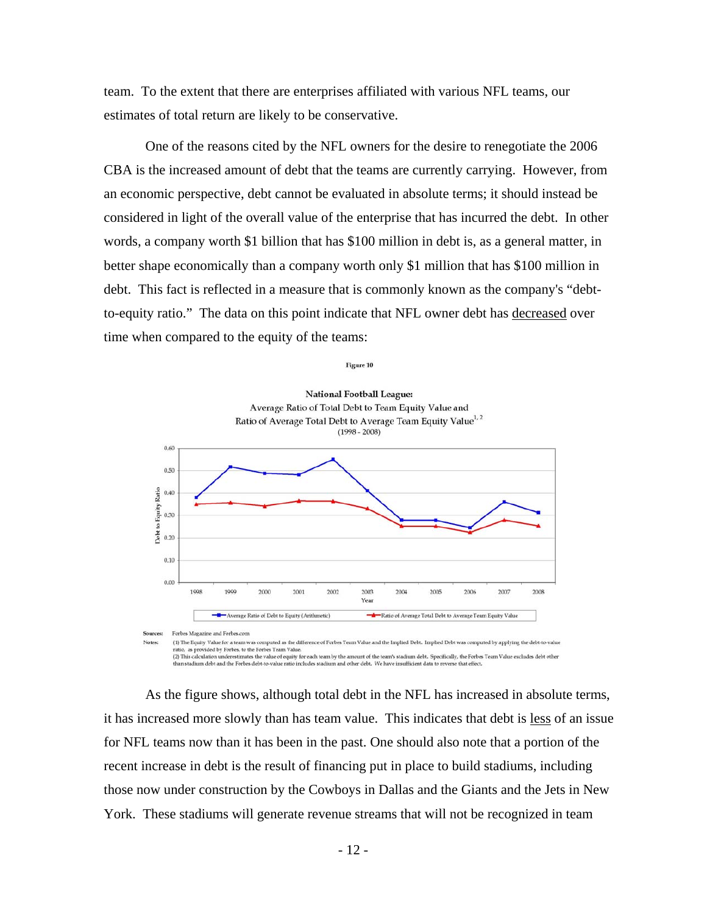team. To the extent that there are enterprises affiliated with various NFL teams, our estimates of total return are likely to be conservative.

One of the reasons cited by the NFL owners for the desire to renegotiate the 2006 CBA is the increased amount of debt that the teams are currently carrying. However, from an economic perspective, debt cannot be evaluated in absolute terms; it should instead be considered in light of the overall value of the enterprise that has incurred the debt. In other words, a company worth $1 billion that has $100 million in debt is, as a general matter, in better shape economically than a company worth only $1 million that has $100 million in debt. This fact is reflected in a measure that is commonly known as the company's "debt-to-equity ratio." The data on this point indicate that NFL owner debt has <u>decreased</u> over time when compared to the equity of the teams:

**Figure 10**

**National Football League:**
Average Ratio of Total Debt to Team Equity Value and
Ratio of Average Total Debt to Average Team Equity Value[1, 2]
(1998 - 2008)

**Sources:** Forbes Magazine and Forbes.com

**Notes:** (1) The Equity Value for a team was computed as the difference of Forbes Team Value and the Implied Debt. Implied Debt was computed by applying the debt-to-value ratio, as provided by Forbes, to the Forbes Team Value.
(2) This calculation underestimates the value of equity for each team by the amount of the team's stadium debt. Specifically, the Forbes Team Value excludes debt other than stadium debt and the Forbes debt-to-value ratio includes stadium and other debt. We have insufficient data to reverse that effect.

As the figure shows, although total debt in the NFL has increased in absolute terms, it has increased more slowly than has team value. This indicates that debt is <u>less</u> of an issue for NFL teams now than it has been in the past. One should also note that a portion of the recent increase in debt is the result of financing put in place to build stadiums, including those now under construction by the Cowboys in Dallas and the Giants and the Jets in New York. These stadiums will generate revenue streams that will not be recognized in team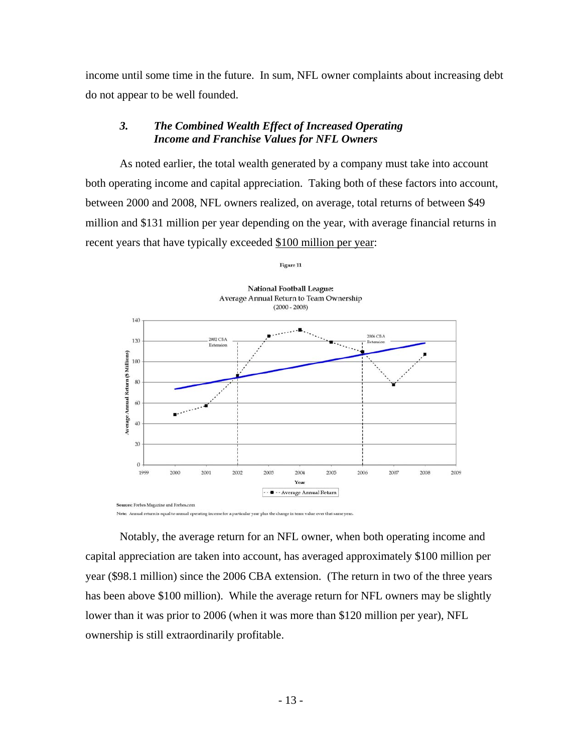income until some time in the future. In sum, NFL owner complaints about increasing debt do not appear to be well founded.

### *3. The Combined Wealth Effect of Increased Operating Income and Franchise Values for NFL Owners*

As noted earlier, the total wealth generated by a company must take into account both operating income and capital appreciation. Taking both of these factors into account, between 2000 and 2008, NFL owners realized, on average, total returns of between $49 million and $131 million per year depending on the year, with average financial returns in recent years that have typically exceeded <u>$100 million per year</u>:

Figure 11

**National Football League:**
Average Annual Return to Team Ownership
(2000 - 2008)

**Sources:** Forbes Magazine and Forbes.com

**Note:** Annual return is equal to annual operating income for a particular year plus the change in team value over that same year.

Notably, the average return for an NFL owner, when both operating income and capital appreciation are taken into account, has averaged approximately $100 million per year ($98.1 million) since the 2006 CBA extension. (The return in two of the three years has been above $100 million). While the average return for NFL owners may be slightly lower than it was prior to 2006 (when it was more than $120 million per year), NFL ownership is still extraordinarily profitable.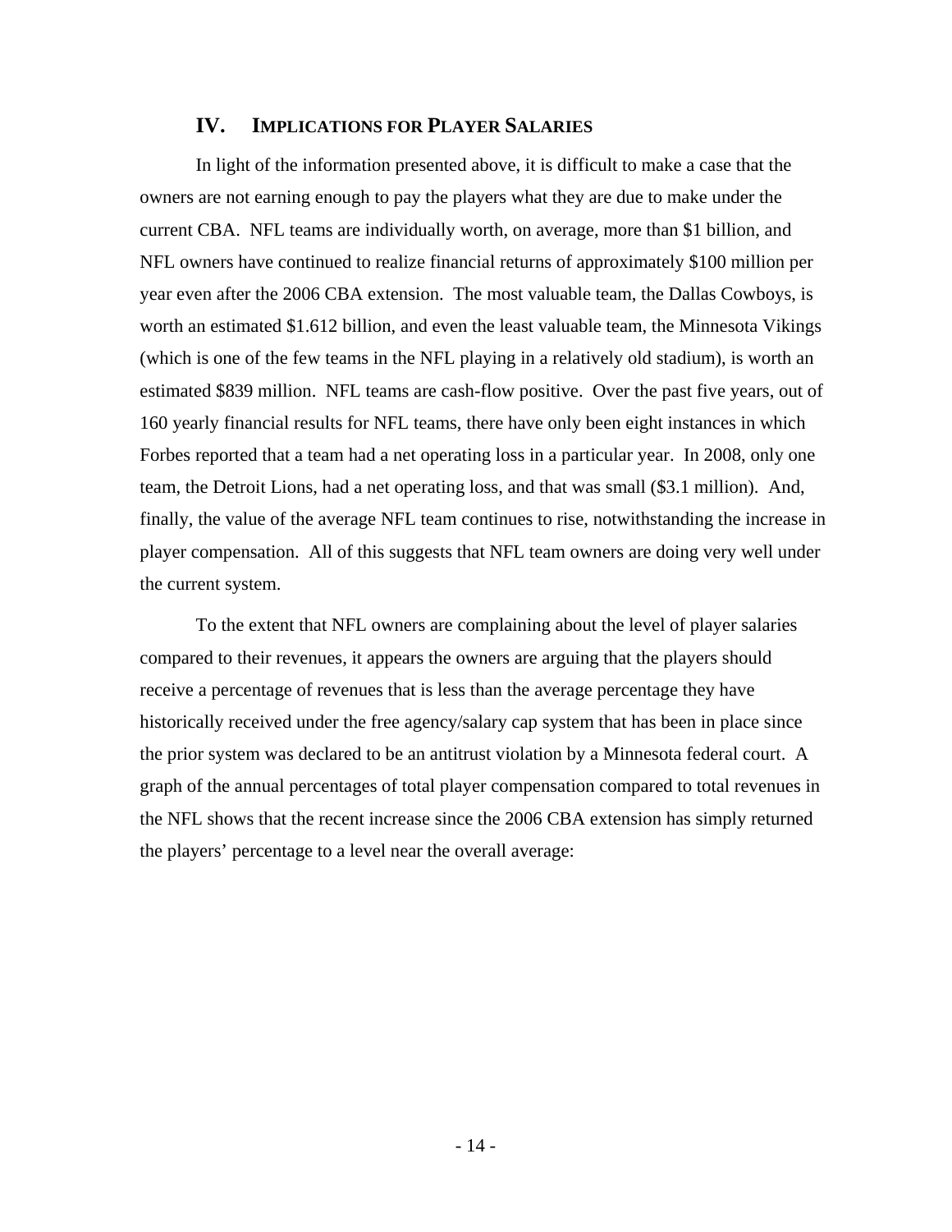## IV. Implications for Player Salaries

In light of the information presented above, it is difficult to make a case that the owners are not earning enough to pay the players what they are due to make under the current CBA. NFL teams are individually worth, on average, more than $1 billion, and NFL owners have continued to realize financial returns of approximately $100 million per year even after the 2006 CBA extension. The most valuable team, the Dallas Cowboys, is worth an estimated $1.612 billion, and even the least valuable team, the Minnesota Vikings (which is one of the few teams in the NFL playing in a relatively old stadium), is worth an estimated $839 million. NFL teams are cash-flow positive. Over the past five years, out of 160 yearly financial results for NFL teams, there have only been eight instances in which Forbes reported that a team had a net operating loss in a particular year. In 2008, only one team, the Detroit Lions, had a net operating loss, and that was small ($3.1 million). And, finally, the value of the average NFL team continues to rise, notwithstanding the increase in player compensation. All of this suggests that NFL team owners are doing very well under the current system.

To the extent that NFL owners are complaining about the level of player salaries compared to their revenues, it appears the owners are arguing that the players should receive a percentage of revenues that is less than the average percentage they have historically received under the free agency/salary cap system that has been in place since the prior system was declared to be an antitrust violation by a Minnesota federal court. A graph of the annual percentages of total player compensation compared to total revenues in the NFL shows that the recent increase since the 2006 CBA extension has simply returned the players' percentage to a level near the overall average: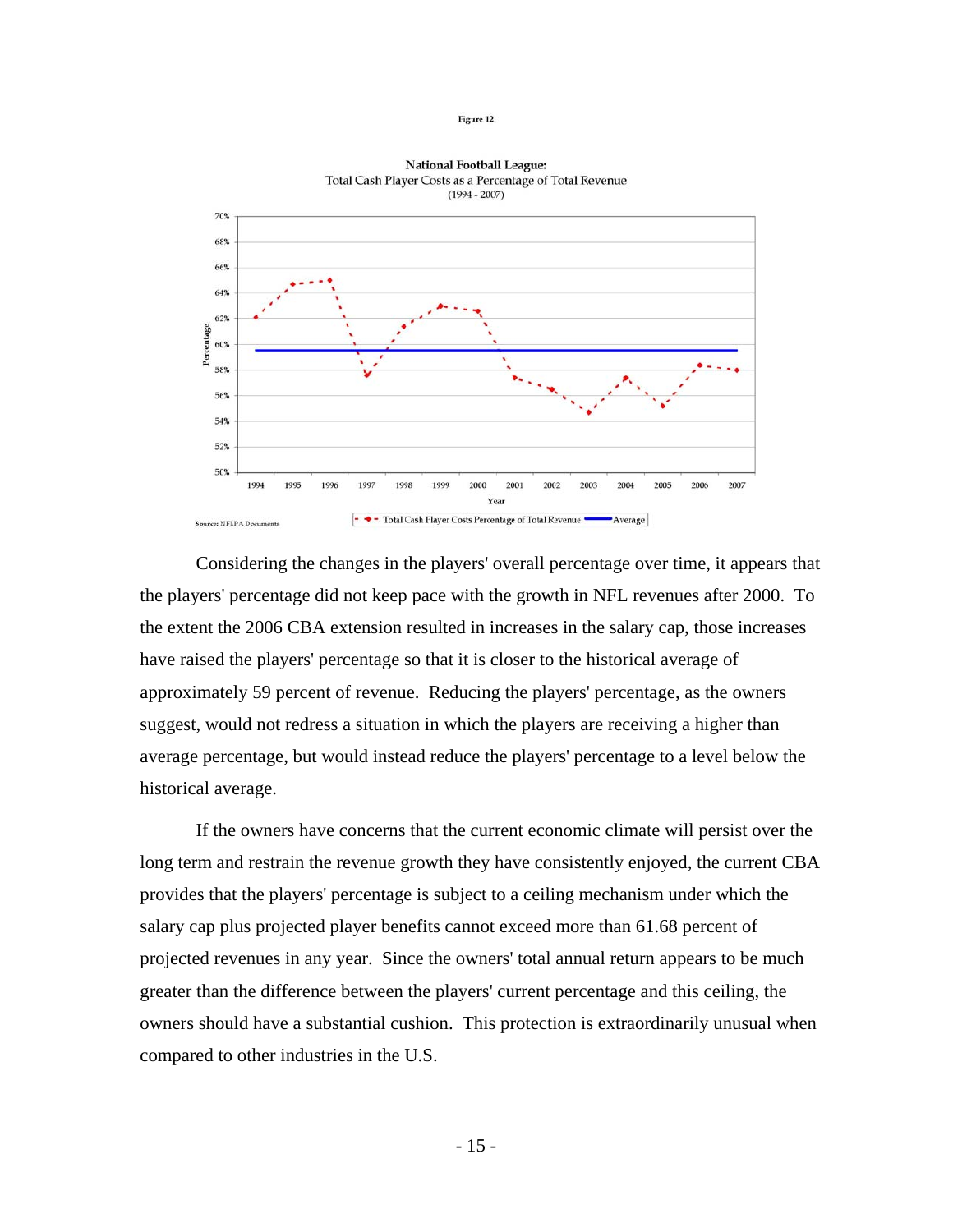Figure 12

National Football League:
Total Cash Player Costs as a Percentage of Total Revenue
(1994 - 2007)

Source: NFLPA Documents

Considering the changes in the players' overall percentage over time, it appears that the players' percentage did not keep pace with the growth in NFL revenues after 2000. To the extent the 2006 CBA extension resulted in increases in the salary cap, those increases have raised the players' percentage so that it is closer to the historical average of approximately 59 percent of revenue. Reducing the players' percentage, as the owners suggest, would not redress a situation in which the players are receiving a higher than average percentage, but would instead reduce the players' percentage to a level below the historical average.

If the owners have concerns that the current economic climate will persist over the long term and restrain the revenue growth they have consistently enjoyed, the current CBA provides that the players' percentage is subject to a ceiling mechanism under which the salary cap plus projected player benefits cannot exceed more than 61.68 percent of projected revenues in any year. Since the owners' total annual return appears to be much greater than the difference between the players' current percentage and this ceiling, the owners should have a substantial cushion. This protection is extraordinarily unusual when compared to other industries in the U.S.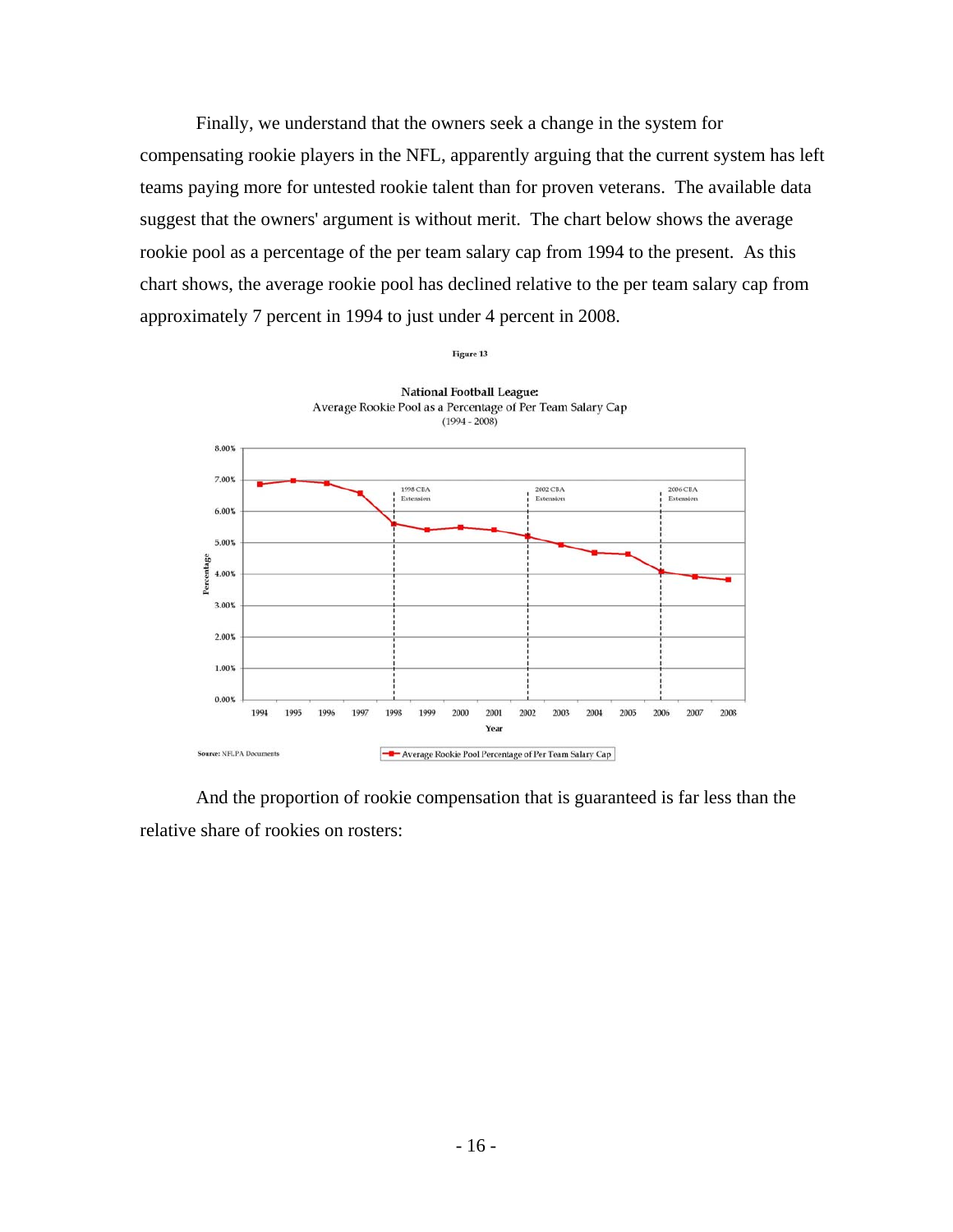Finally, we understand that the owners seek a change in the system for compensating rookie players in the NFL, apparently arguing that the current system has left teams paying more for untested rookie talent than for proven veterans. The available data suggest that the owners' argument is without merit. The chart below shows the average rookie pool as a percentage of the per team salary cap from 1994 to the present. As this chart shows, the average rookie pool has declined relative to the per team salary cap from approximately 7 percent in 1994 to just under 4 percent in 2008.

Figure 13

**National Football League:**
Average Rookie Pool as a Percentage of Per Team Salary Cap
(1994 - 2008)

Source: NFLPA Documents

And the proportion of rookie compensation that is guaranteed is far less than the relative share of rookies on rosters: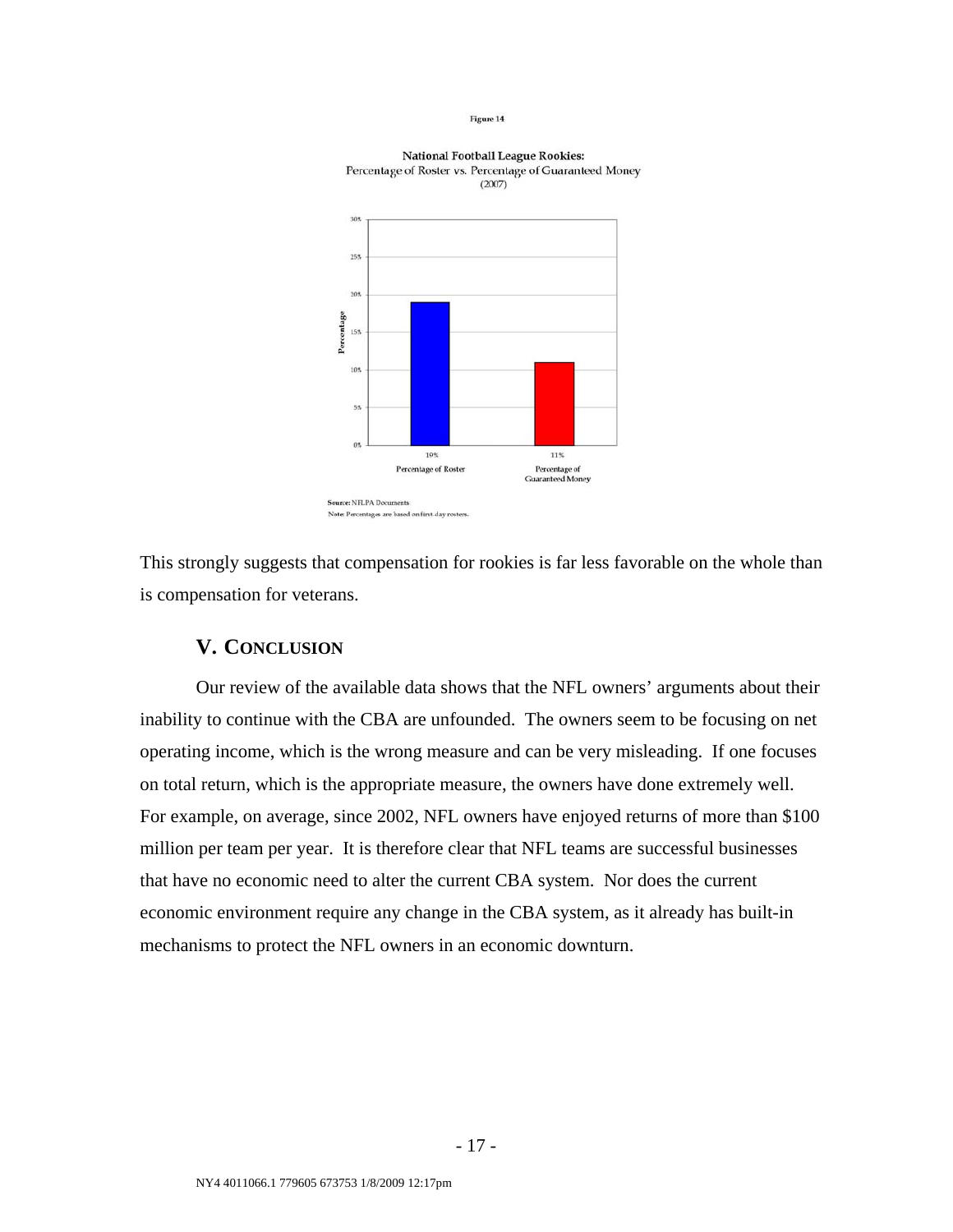Figure 14

**National Football League Rookies:**
Percentage of Roster vs. Percentage of Guaranteed Money
(2007)

| | Percentage of Roster | Percentage of Guaranteed Money |
|---|---|---|
| Percentage | 19% | 11% |

**Source:** NFLPA Documents
Note: Percentages are based on first-day rosters.

This strongly suggests that compensation for rookies is far less favorable on the whole than is compensation for veterans.

## V. CONCLUSION

Our review of the available data shows that the NFL owners' arguments about their inability to continue with the CBA are unfounded. The owners seem to be focusing on net operating income, which is the wrong measure and can be very misleading. If one focuses on total return, which is the appropriate measure, the owners have done extremely well. For example, on average, since 2002, NFL owners have enjoyed returns of more than $100 million per team per year. It is therefore clear that NFL teams are successful businesses that have no economic need to alter the current CBA system. Nor does the current economic environment require any change in the CBA system, as it already has built-in mechanisms to protect the NFL owners in an economic downturn.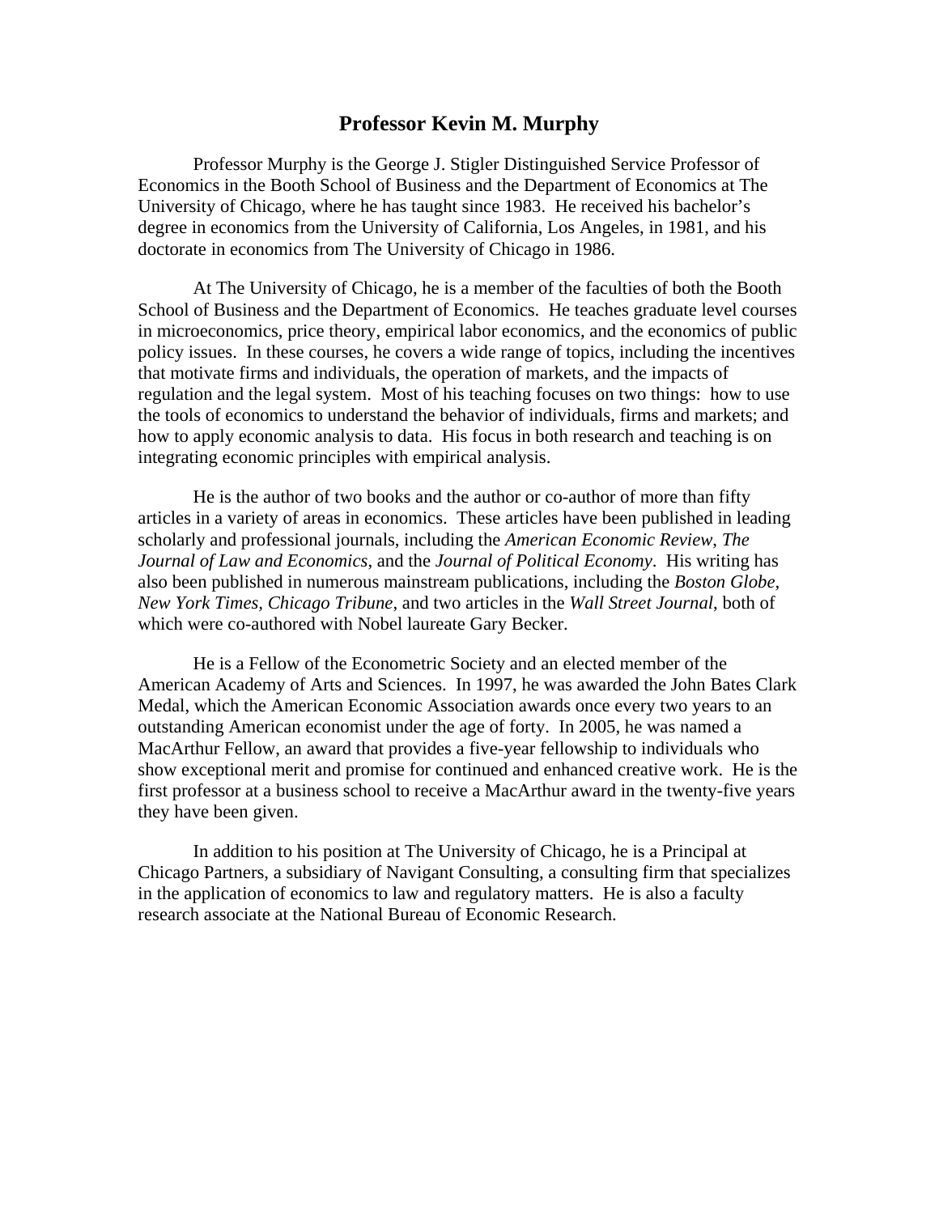# Professor Kevin M. Murphy

Professor Murphy is the George J. Stigler Distinguished Service Professor of Economics in the Booth School of Business and the Department of Economics at The University of Chicago, where he has taught since 1983. He received his bachelor's degree in economics from the University of California, Los Angeles, in 1981, and his doctorate in economics from The University of Chicago in 1986.

At The University of Chicago, he is a member of the faculties of both the Booth School of Business and the Department of Economics. He teaches graduate level courses in microeconomics, price theory, empirical labor economics, and the economics of public policy issues. In these courses, he covers a wide range of topics, including the incentives that motivate firms and individuals, the operation of markets, and the impacts of regulation and the legal system. Most of his teaching focuses on two things: how to use the tools of economics to understand the behavior of individuals, firms and markets; and how to apply economic analysis to data. His focus in both research and teaching is on integrating economic principles with empirical analysis.

He is the author of two books and the author or co-author of more than fifty articles in a variety of areas in economics. These articles have been published in leading scholarly and professional journals, including the *American Economic Review*, *The Journal of Law and Economics*, and the *Journal of Political Economy*. His writing has also been published in numerous mainstream publications, including the *Boston Globe*, *New York Times*, *Chicago Tribune*, and two articles in the *Wall Street Journal*, both of which were co-authored with Nobel laureate Gary Becker.

He is a Fellow of the Econometric Society and an elected member of the American Academy of Arts and Sciences. In 1997, he was awarded the John Bates Clark Medal, which the American Economic Association awards once every two years to an outstanding American economist under the age of forty. In 2005, he was named a MacArthur Fellow, an award that provides a five-year fellowship to individuals who show exceptional merit and promise for continued and enhanced creative work. He is the first professor at a business school to receive a MacArthur award in the twenty-five years they have been given.

In addition to his position at The University of Chicago, he is a Principal at Chicago Partners, a subsidiary of Navigant Consulting, a consulting firm that specializes in the application of economics to law and regulatory matters. He is also a faculty research associate at the National Bureau of Economic Research.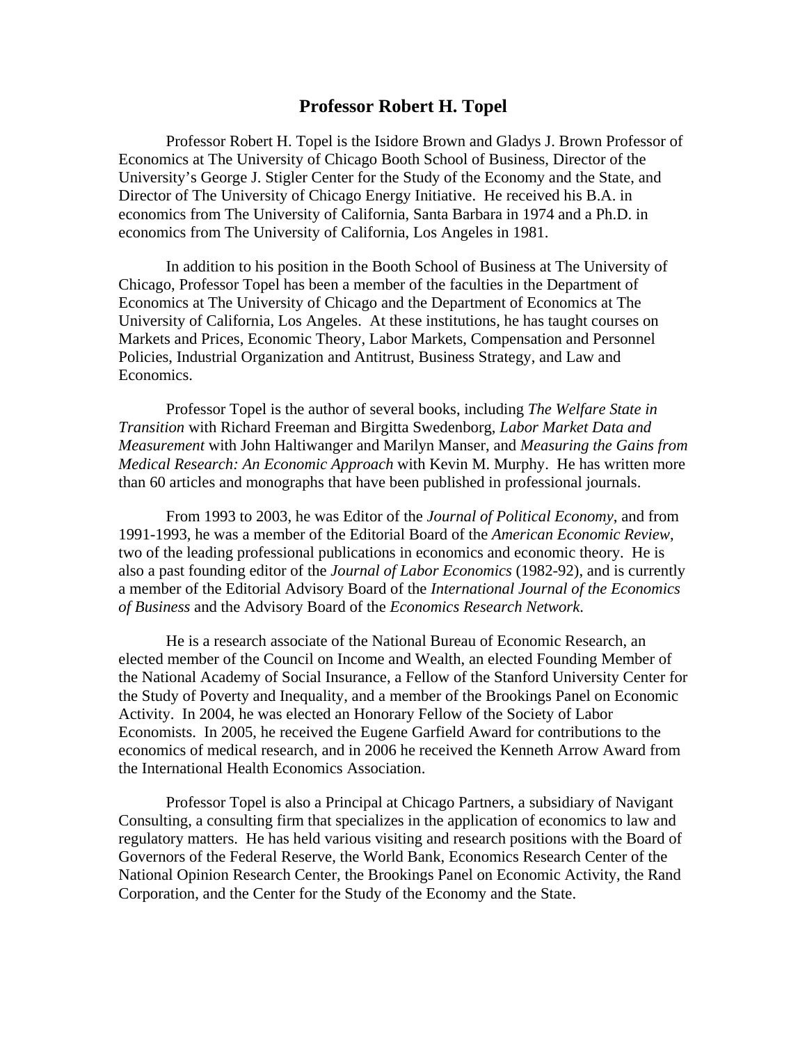# Professor Robert H. Topel

Professor Robert H. Topel is the Isidore Brown and Gladys J. Brown Professor of Economics at The University of Chicago Booth School of Business, Director of the University's George J. Stigler Center for the Study of the Economy and the State, and Director of The University of Chicago Energy Initiative. He received his B.A. in economics from The University of California, Santa Barbara in 1974 and a Ph.D. in economics from The University of California, Los Angeles in 1981.

In addition to his position in the Booth School of Business at The University of Chicago, Professor Topel has been a member of the faculties in the Department of Economics at The University of Chicago and the Department of Economics at The University of California, Los Angeles. At these institutions, he has taught courses on Markets and Prices, Economic Theory, Labor Markets, Compensation and Personnel Policies, Industrial Organization and Antitrust, Business Strategy, and Law and Economics.

Professor Topel is the author of several books, including *The Welfare State in Transition* with Richard Freeman and Birgitta Swedenborg, *Labor Market Data and Measurement* with John Haltiwanger and Marilyn Manser, and *Measuring the Gains from Medical Research: An Economic Approach* with Kevin M. Murphy. He has written more than 60 articles and monographs that have been published in professional journals.

From 1993 to 2003, he was Editor of the *Journal of Political Economy*, and from 1991-1993, he was a member of the Editorial Board of the *American Economic Review*, two of the leading professional publications in economics and economic theory. He is also a past founding editor of the *Journal of Labor Economics* (1982-92), and is currently a member of the Editorial Advisory Board of the *International Journal of the Economics of Business* and the Advisory Board of the *Economics Research Network*.

He is a research associate of the National Bureau of Economic Research, an elected member of the Council on Income and Wealth, an elected Founding Member of the National Academy of Social Insurance, a Fellow of the Stanford University Center for the Study of Poverty and Inequality, and a member of the Brookings Panel on Economic Activity. In 2004, he was elected an Honorary Fellow of the Society of Labor Economists. In 2005, he received the Eugene Garfield Award for contributions to the economics of medical research, and in 2006 he received the Kenneth Arrow Award from the International Health Economics Association.

Professor Topel is also a Principal at Chicago Partners, a subsidiary of Navigant Consulting, a consulting firm that specializes in the application of economics to law and regulatory matters. He has held various visiting and research positions with the Board of Governors of the Federal Reserve, the World Bank, Economics Research Center of the National Opinion Research Center, the Brookings Panel on Economic Activity, the Rand Corporation, and the Center for the Study of the Economy and the State.